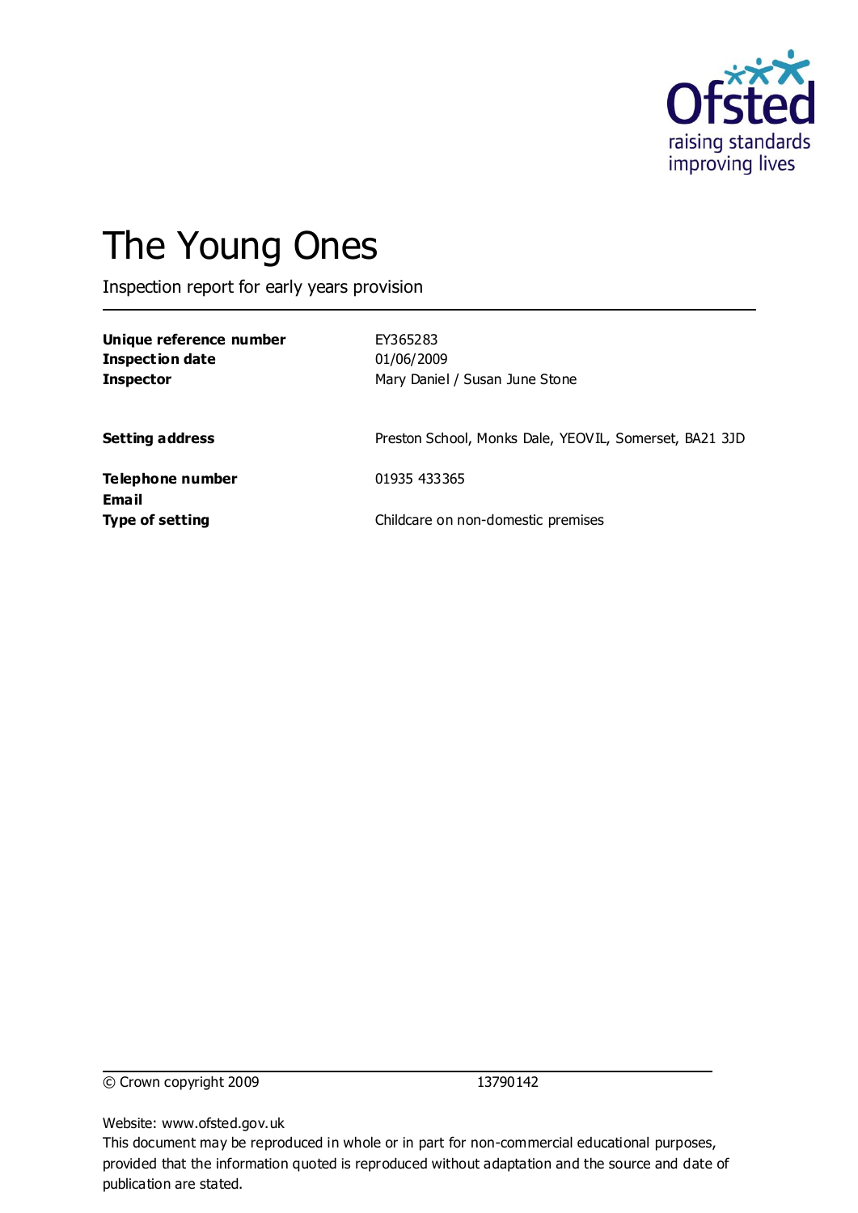Ofsted
raising standards
improving lives

# The Young Ones

Inspection report for early years provision

| | |
|---|---|
| **Unique reference number** | EY365283 |
| **Inspection date** | 01/06/2009 |
| **Inspector** | Mary Daniel / Susan June Stone |
| | |
| **Setting address** | Preston School, Monks Dale, YEOVIL, Somerset, BA21 3JD |
| | |
| **Telephone number** | 01935 433365 |
| **Email** | |
| **Type of setting** | Childcare on non-domestic premises |

© Crown copyright 2009 13790142

Website: www.ofsted.gov.uk
This document may be reproduced in whole or in part for non-commercial educational purposes, provided that the information quoted is reproduced without adaptation and the source and date of publication are stated.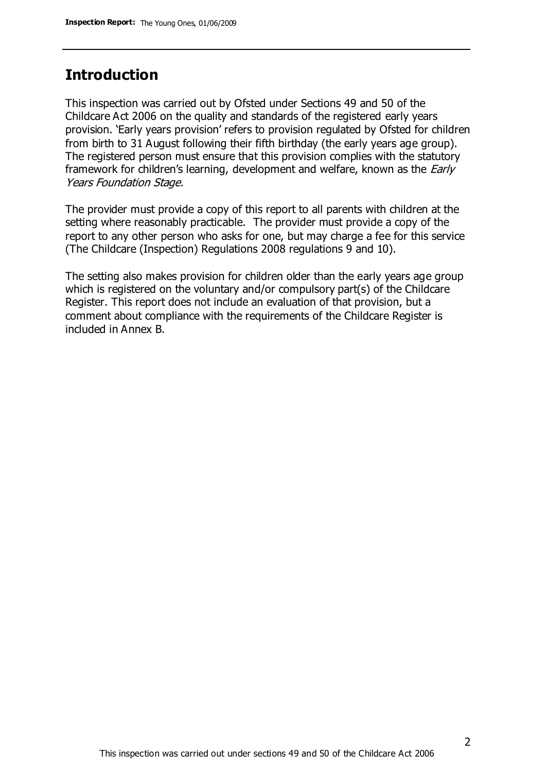## Introduction

This inspection was carried out by Ofsted under Sections 49 and 50 of the Childcare Act 2006 on the quality and standards of the registered early years provision. 'Early years provision' refers to provision regulated by Ofsted for children from birth to 31 August following their fifth birthday (the early years age group). The registered person must ensure that this provision complies with the statutory framework for children's learning, development and welfare, known as the *Early Years Foundation Stage.*

The provider must provide a copy of this report to all parents with children at the setting where reasonably practicable. The provider must provide a copy of the report to any other person who asks for one, but may charge a fee for this service (The Childcare (Inspection) Regulations 2008 regulations 9 and 10).

The setting also makes provision for children older than the early years age group which is registered on the voluntary and/or compulsory part(s) of the Childcare Register. This report does not include an evaluation of that provision, but a comment about compliance with the requirements of the Childcare Register is included in Annex B.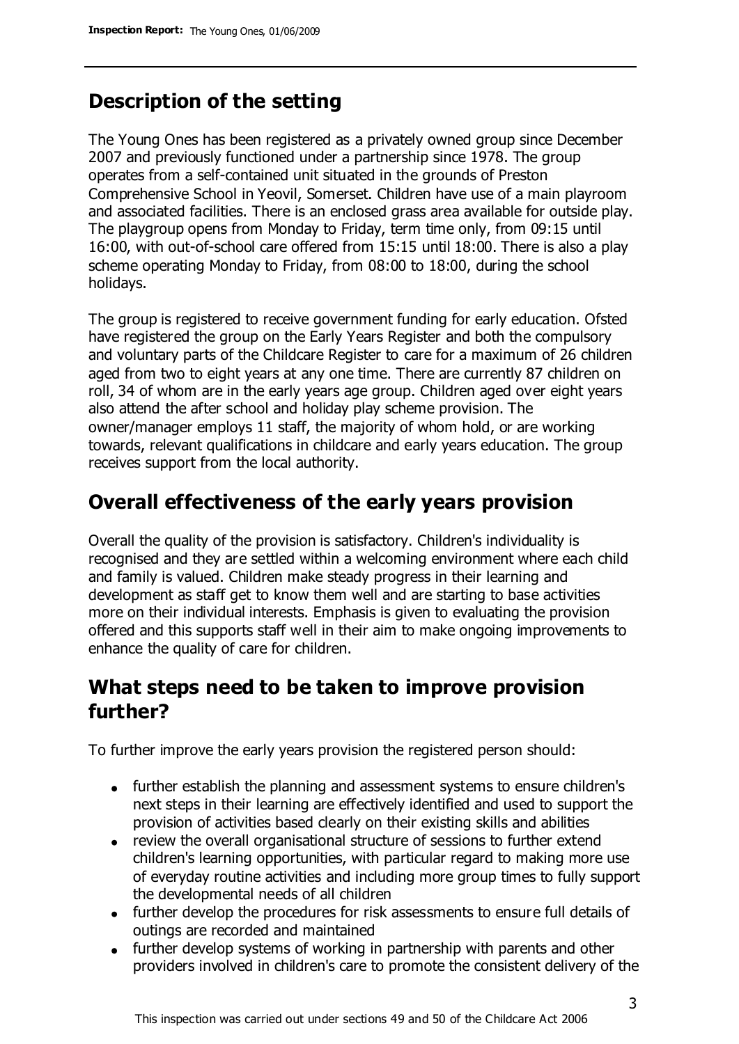## Description of the setting

The Young Ones has been registered as a privately owned group since December 2007 and previously functioned under a partnership since 1978. The group operates from a self-contained unit situated in the grounds of Preston Comprehensive School in Yeovil, Somerset. Children have use of a main playroom and associated facilities. There is an enclosed grass area available for outside play. The playgroup opens from Monday to Friday, term time only, from 09:15 until 16:00, with out-of-school care offered from 15:15 until 18:00. There is also a play scheme operating Monday to Friday, from 08:00 to 18:00, during the school holidays.

The group is registered to receive government funding for early education. Ofsted have registered the group on the Early Years Register and both the compulsory and voluntary parts of the Childcare Register to care for a maximum of 26 children aged from two to eight years at any one time. There are currently 87 children on roll, 34 of whom are in the early years age group. Children aged over eight years also attend the after school and holiday play scheme provision. The owner/manager employs 11 staff, the majority of whom hold, or are working towards, relevant qualifications in childcare and early years education. The group receives support from the local authority.

## Overall effectiveness of the early years provision

Overall the quality of the provision is satisfactory. Children's individuality is recognised and they are settled within a welcoming environment where each child and family is valued. Children make steady progress in their learning and development as staff get to know them well and are starting to base activities more on their individual interests. Emphasis is given to evaluating the provision offered and this supports staff well in their aim to make ongoing improvements to enhance the quality of care for children.

## What steps need to be taken to improve provision further?

To further improve the early years provision the registered person should:

- further establish the planning and assessment systems to ensure children's next steps in their learning are effectively identified and used to support the provision of activities based clearly on their existing skills and abilities
- review the overall organisational structure of sessions to further extend children's learning opportunities, with particular regard to making more use of everyday routine activities and including more group times to fully support the developmental needs of all children
- further develop the procedures for risk assessments to ensure full details of outings are recorded and maintained
- further develop systems of working in partnership with parents and other providers involved in children's care to promote the consistent delivery of the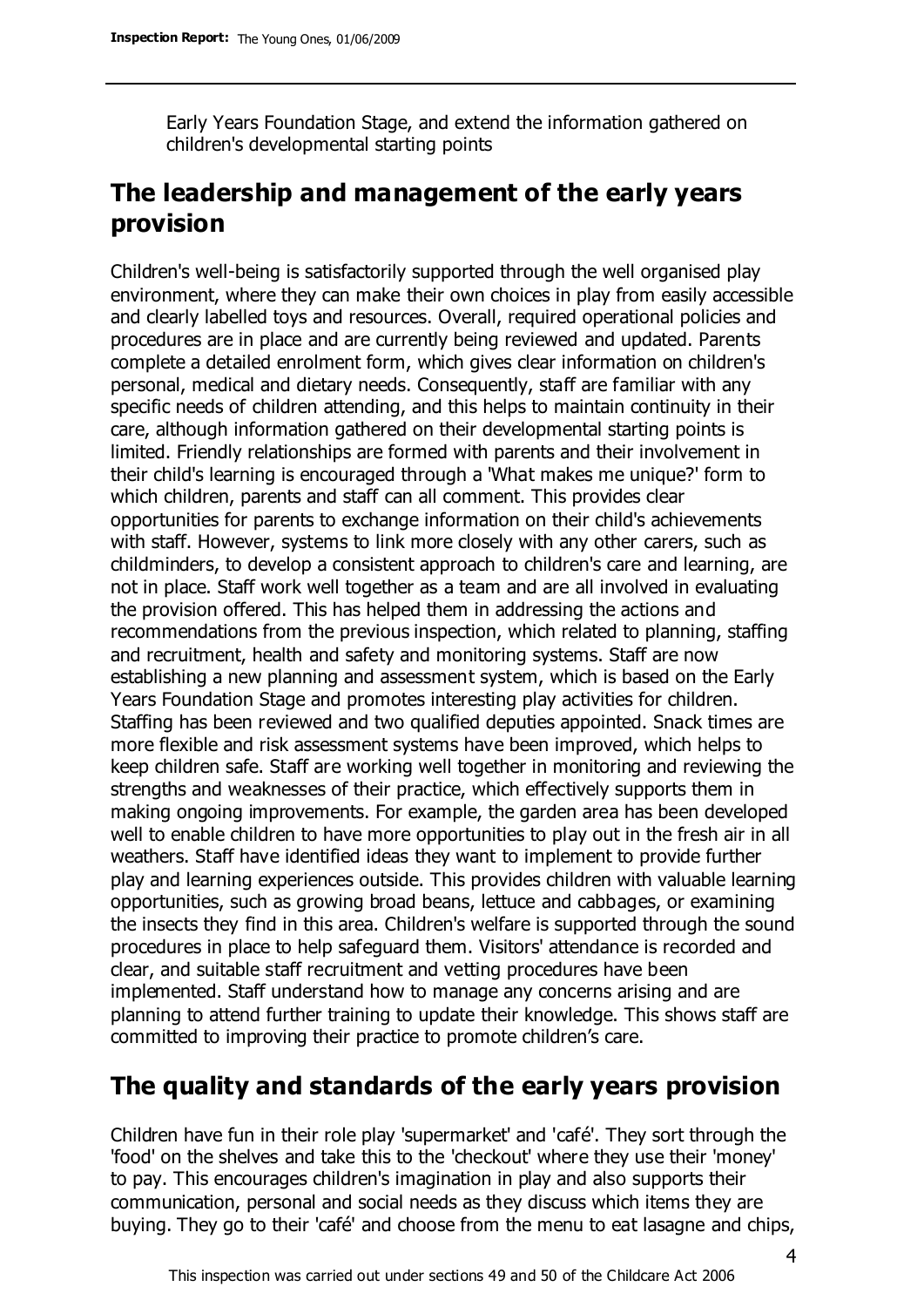Early Years Foundation Stage, and extend the information gathered on children's developmental starting points

## The leadership and management of the early years provision

Children's well-being is satisfactorily supported through the well organised play environment, where they can make their own choices in play from easily accessible and clearly labelled toys and resources. Overall, required operational policies and procedures are in place and are currently being reviewed and updated. Parents complete a detailed enrolment form, which gives clear information on children's personal, medical and dietary needs. Consequently, staff are familiar with any specific needs of children attending, and this helps to maintain continuity in their care, although information gathered on their developmental starting points is limited. Friendly relationships are formed with parents and their involvement in their child's learning is encouraged through a 'What makes me unique?' form to which children, parents and staff can all comment. This provides clear opportunities for parents to exchange information on their child's achievements with staff. However, systems to link more closely with any other carers, such as childminders, to develop a consistent approach to children's care and learning, are not in place. Staff work well together as a team and are all involved in evaluating the provision offered. This has helped them in addressing the actions and recommendations from the previous inspection, which related to planning, staffing and recruitment, health and safety and monitoring systems. Staff are now establishing a new planning and assessment system, which is based on the Early Years Foundation Stage and promotes interesting play activities for children. Staffing has been reviewed and two qualified deputies appointed. Snack times are more flexible and risk assessment systems have been improved, which helps to keep children safe. Staff are working well together in monitoring and reviewing the strengths and weaknesses of their practice, which effectively supports them in making ongoing improvements. For example, the garden area has been developed well to enable children to have more opportunities to play out in the fresh air in all weathers. Staff have identified ideas they want to implement to provide further play and learning experiences outside. This provides children with valuable learning opportunities, such as growing broad beans, lettuce and cabbages, or examining the insects they find in this area. Children's welfare is supported through the sound procedures in place to help safeguard them. Visitors' attendance is recorded and clear, and suitable staff recruitment and vetting procedures have been implemented. Staff understand how to manage any concerns arising and are planning to attend further training to update their knowledge. This shows staff are committed to improving their practice to promote children's care.

## The quality and standards of the early years provision

Children have fun in their role play 'supermarket' and 'café'. They sort through the 'food' on the shelves and take this to the 'checkout' where they use their 'money' to pay. This encourages children's imagination in play and also supports their communication, personal and social needs as they discuss which items they are buying. They go to their 'café' and choose from the menu to eat lasagne and chips,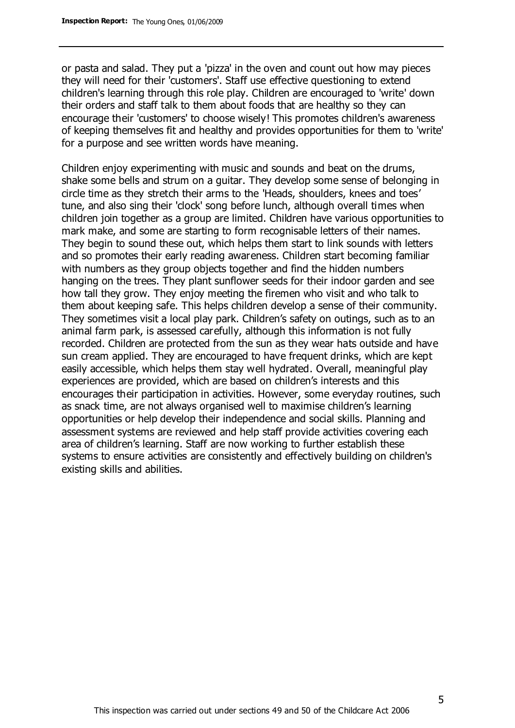or pasta and salad. They put a 'pizza' in the oven and count out how may pieces they will need for their 'customers'. Staff use effective questioning to extend children's learning through this role play. Children are encouraged to 'write' down their orders and staff talk to them about foods that are healthy so they can encourage their 'customers' to choose wisely! This promotes children's awareness of keeping themselves fit and healthy and provides opportunities for them to 'write' for a purpose and see written words have meaning.

Children enjoy experimenting with music and sounds and beat on the drums, shake some bells and strum on a guitar. They develop some sense of belonging in circle time as they stretch their arms to the 'Heads, shoulders, knees and toes' tune, and also sing their 'clock' song before lunch, although overall times when children join together as a group are limited. Children have various opportunities to mark make, and some are starting to form recognisable letters of their names. They begin to sound these out, which helps them start to link sounds with letters and so promotes their early reading awareness. Children start becoming familiar with numbers as they group objects together and find the hidden numbers hanging on the trees. They plant sunflower seeds for their indoor garden and see how tall they grow. They enjoy meeting the firemen who visit and who talk to them about keeping safe. This helps children develop a sense of their community. They sometimes visit a local play park. Children's safety on outings, such as to an animal farm park, is assessed carefully, although this information is not fully recorded. Children are protected from the sun as they wear hats outside and have sun cream applied. They are encouraged to have frequent drinks, which are kept easily accessible, which helps them stay well hydrated. Overall, meaningful play experiences are provided, which are based on children's interests and this encourages their participation in activities. However, some everyday routines, such as snack time, are not always organised well to maximise children's learning opportunities or help develop their independence and social skills. Planning and assessment systems are reviewed and help staff provide activities covering each area of children's learning. Staff are now working to further establish these systems to ensure activities are consistently and effectively building on children's existing skills and abilities.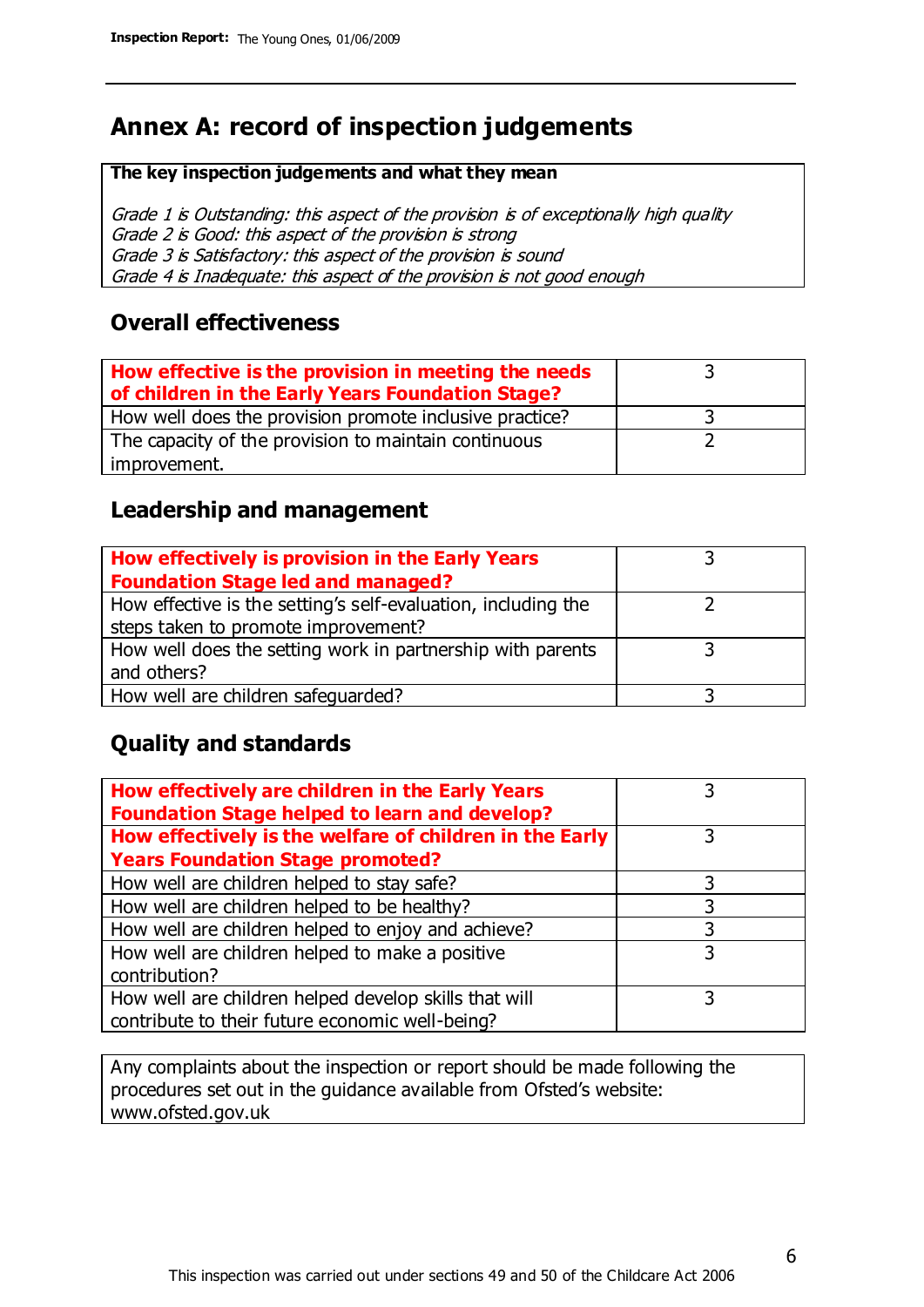## Annex A: record of inspection judgements

| **The key inspection judgements and what they mean** |
|---|
| *Grade 1 is Outstanding: this aspect of the provision is of exceptionally high quality*<br>*Grade 2 is Good: this aspect of the provision is strong*<br>*Grade 3 is Satisfactory: this aspect of the provision is sound*<br>*Grade 4 is Inadequate: this aspect of the provision is not good enough* |

### Overall effectiveness

| | |
|---|---|
| **How effective is the provision in meeting the needs of children in the Early Years Foundation Stage?** | 3 |
| How well does the provision promote inclusive practice? | 3 |
| The capacity of the provision to maintain continuous improvement. | 2 |

### Leadership and management

| | |
|---|---|
| **How effectively is provision in the Early Years Foundation Stage led and managed?** | 3 |
| How effective is the setting's self-evaluation, including the steps taken to promote improvement? | 2 |
| How well does the setting work in partnership with parents and others? | 3 |
| How well are children safeguarded? | 3 |

### Quality and standards

| | |
|---|---|
| **How effectively are children in the Early Years Foundation Stage helped to learn and develop?** | 3 |
| **How effectively is the welfare of children in the Early Years Foundation Stage promoted?** | 3 |
| How well are children helped to stay safe? | 3 |
| How well are children helped to be healthy? | 3 |
| How well are children helped to enjoy and achieve? | 3 |
| How well are children helped to make a positive contribution? | 3 |
| How well are children helped develop skills that will contribute to their future economic well-being? | 3 |

Any complaints about the inspection or report should be made following the procedures set out in the guidance available from Ofsted's website: www.ofsted.gov.uk

This inspection was carried out under sections 49 and 50 of the Childcare Act 2006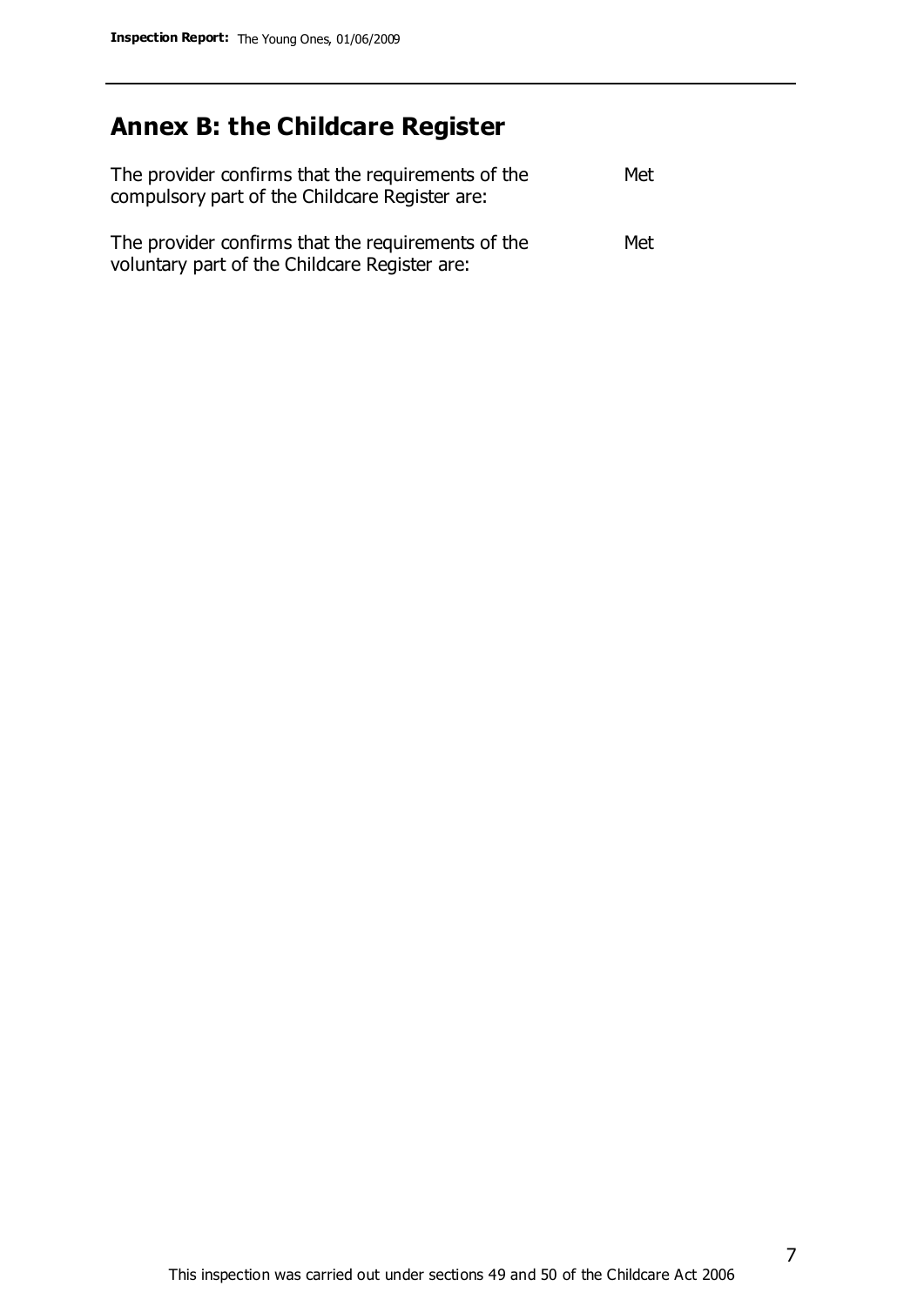## Annex B: the Childcare Register

| | |
|---|---|
| The provider confirms that the requirements of the compulsory part of the Childcare Register are: | Met |
| The provider confirms that the requirements of the voluntary part of the Childcare Register are: | Met |

This inspection was carried out under sections 49 and 50 of the Childcare Act 2006